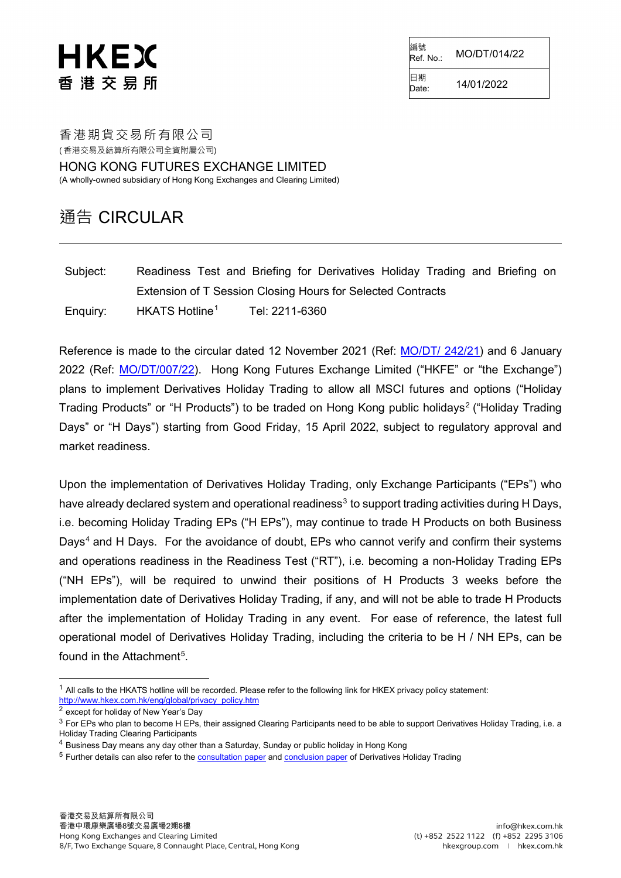# HKEX
# 香港交易所

| 編號 Ref. No.: | MO/DT/014/22 |
|---|---|
| 日期 Date: | 14/01/2022 |

香港期貨交易所有限公司
(香港交易及結算所有限公司全資附屬公司)

HONG KONG FUTURES EXCHANGE LIMITED
(A wholly-owned subsidiary of Hong Kong Exchanges and Clearing Limited)

## 通告 CIRCULAR

Subject: Readiness Test and Briefing for Derivatives Holiday Trading and Briefing on Extension of T Session Closing Hours for Selected Contracts

Enquiry: HKATS Hotline[1] Tel: 2211-6360

Reference is made to the circular dated 12 November 2021 (Ref: MO/DT/ 242/21) and 6 January 2022 (Ref: MO/DT/007/22). Hong Kong Futures Exchange Limited ("HKFE" or "the Exchange") plans to implement Derivatives Holiday Trading to allow all MSCI futures and options ("Holiday Trading Products" or "H Products") to be traded on Hong Kong public holidays[2] ("Holiday Trading Days" or "H Days") starting from Good Friday, 15 April 2022, subject to regulatory approval and market readiness.

Upon the implementation of Derivatives Holiday Trading, only Exchange Participants ("EPs") who have already declared system and operational readiness[3] to support trading activities during H Days, i.e. becoming Holiday Trading EPs ("H EPs"), may continue to trade H Products on both Business Days[4] and H Days. For the avoidance of doubt, EPs who cannot verify and confirm their systems and operations readiness in the Readiness Test ("RT"), i.e. becoming a non-Holiday Trading EPs ("NH EPs"), will be required to unwind their positions of H Products 3 weeks before the implementation date of Derivatives Holiday Trading, if any, and will not be able to trade H Products after the implementation of Holiday Trading in any event. For ease of reference, the latest full operational model of Derivatives Holiday Trading, including the criteria to be H / NH EPs, can be found in the Attachment[5].

---

[1] All calls to the HKATS hotline will be recorded. Please refer to the following link for HKEX privacy policy statement: http://www.hkex.com.hk/eng/global/privacy_policy.htm

[2] except for holiday of New Year's Day

[3] For EPs who plan to become H EPs, their assigned Clearing Participants need to be able to support Derivatives Holiday Trading, i.e. a Holiday Trading Clearing Participants

[4] Business Day means any day other than a Saturday, Sunday or public holiday in Hong Kong

[5] Further details can also refer to the consultation paper and conclusion paper of Derivatives Holiday Trading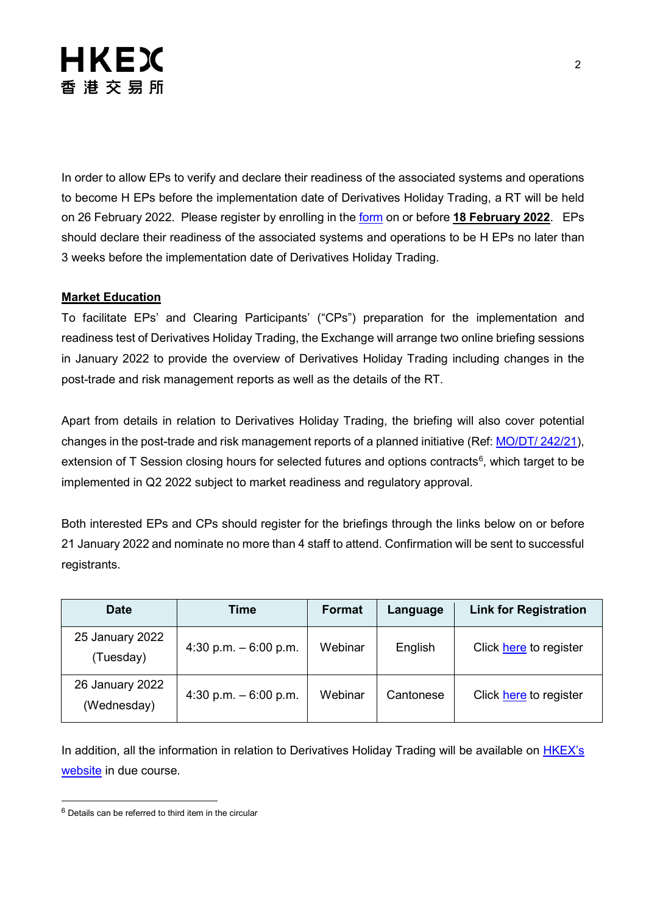In order to allow EPs to verify and declare their readiness of the associated systems and operations to become H EPs before the implementation date of Derivatives Holiday Trading, a RT will be held on 26 February 2022. Please register by enrolling in the form on or before **18 February 2022**. EPs should declare their readiness of the associated systems and operations to be H EPs no later than 3 weeks before the implementation date of Derivatives Holiday Trading.

**Market Education**

To facilitate EPs' and Clearing Participants' ("CPs") preparation for the implementation and readiness test of Derivatives Holiday Trading, the Exchange will arrange two online briefing sessions in January 2022 to provide the overview of Derivatives Holiday Trading including changes in the post-trade and risk management reports as well as the details of the RT.

Apart from details in relation to Derivatives Holiday Trading, the briefing will also cover potential changes in the post-trade and risk management reports of a planned initiative (Ref: MO/DT/ 242/21), extension of T Session closing hours for selected futures and options contracts[6], which target to be implemented in Q2 2022 subject to market readiness and regulatory approval.

Both interested EPs and CPs should register for the briefings through the links below on or before 21 January 2022 and nominate no more than 4 staff to attend. Confirmation will be sent to successful registrants.

| Date | Time | Format | Language | Link for Registration |
|---|---|---|---|---|
| 25 January 2022 (Tuesday) | 4:30 p.m. – 6:00 p.m. | Webinar | English | Click here to register |
| 26 January 2022 (Wednesday) | 4:30 p.m. – 6:00 p.m. | Webinar | Cantonese | Click here to register |

In addition, all the information in relation to Derivatives Holiday Trading will be available on HKEX's website in due course.

[6] Details can be referred to third item in the circular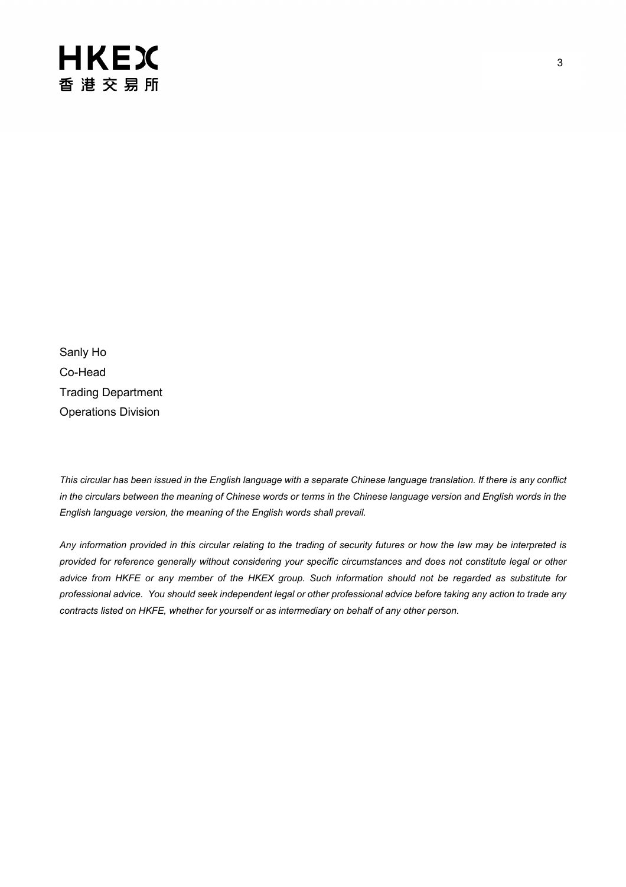Sanly Ho
Co-Head
Trading Department
Operations Division

*This circular has been issued in the English language with a separate Chinese language translation. If there is any conflict in the circulars between the meaning of Chinese words or terms in the Chinese language version and English words in the English language version, the meaning of the English words shall prevail.*

*Any information provided in this circular relating to the trading of security futures or how the law may be interpreted is provided for reference generally without considering your specific circumstances and does not constitute legal or other advice from HKFE or any member of the HKEX group. Such information should not be regarded as substitute for professional advice. You should seek independent legal or other professional advice before taking any action to trade any contracts listed on HKFE, whether for yourself or as intermediary on behalf of any other person.*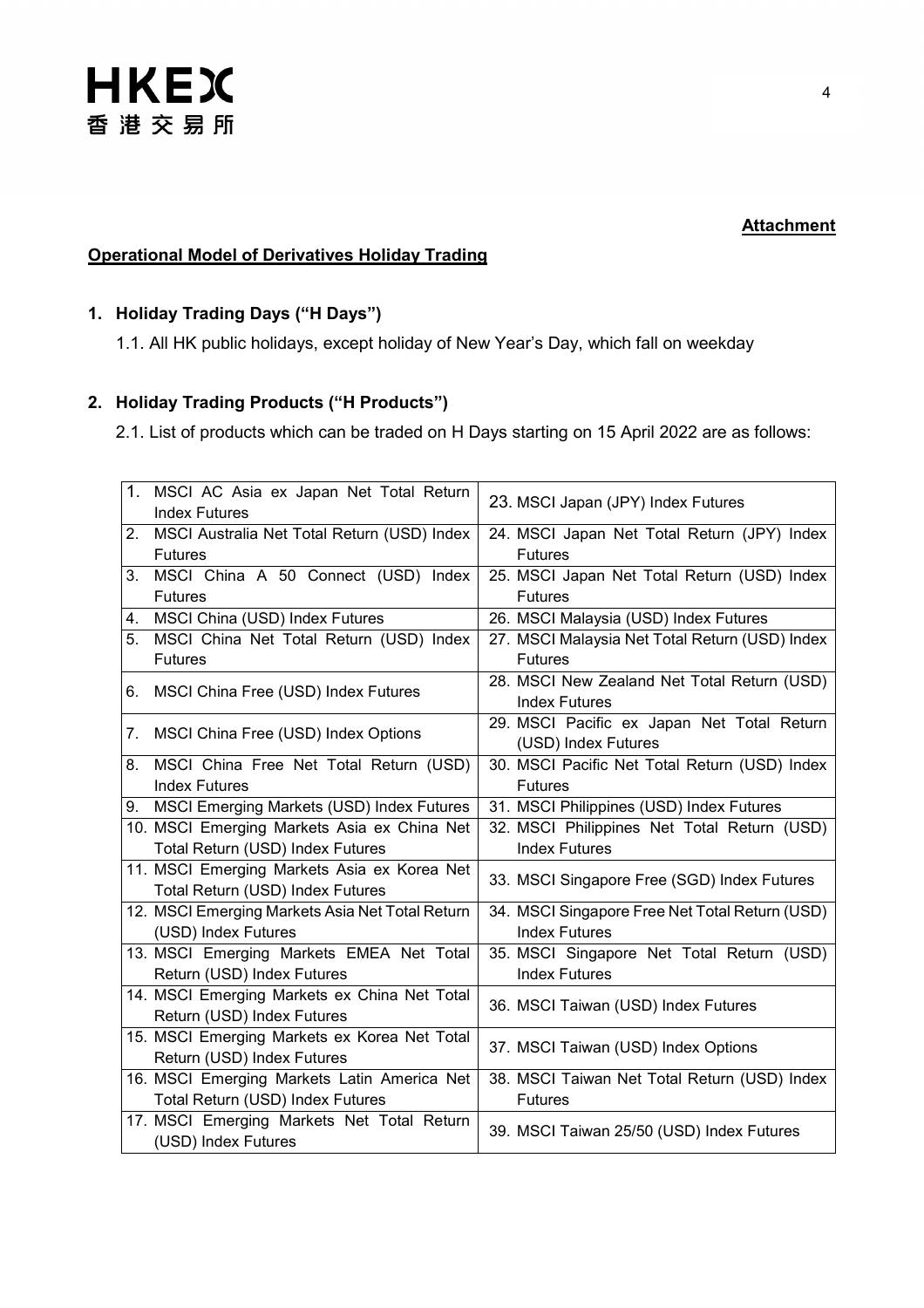**Attachment**

## Operational Model of Derivatives Holiday Trading

### 1. Holiday Trading Days ("H Days")

1.1. All HK public holidays, except holiday of New Year's Day, which fall on weekday

### 2. Holiday Trading Products ("H Products")

2.1. List of products which can be traded on H Days starting on 15 April 2022 are as follows:

| | |
|---|---|
| 1. MSCI AC Asia ex Japan Net Total Return Index Futures | 23. MSCI Japan (JPY) Index Futures |
| 2. MSCI Australia Net Total Return (USD) Index Futures | 24. MSCI Japan Net Total Return (JPY) Index Futures |
| 3. MSCI China A 50 Connect (USD) Index Futures | 25. MSCI Japan Net Total Return (USD) Index Futures |
| 4. MSCI China (USD) Index Futures | 26. MSCI Malaysia (USD) Index Futures |
| 5. MSCI China Net Total Return (USD) Index Futures | 27. MSCI Malaysia Net Total Return (USD) Index Futures |
| 6. MSCI China Free (USD) Index Futures | 28. MSCI New Zealand Net Total Return (USD) Index Futures |
| 7. MSCI China Free (USD) Index Options | 29. MSCI Pacific ex Japan Net Total Return (USD) Index Futures |
| 8. MSCI China Free Net Total Return (USD) Index Futures | 30. MSCI Pacific Net Total Return (USD) Index Futures |
| 9. MSCI Emerging Markets (USD) Index Futures | 31. MSCI Philippines (USD) Index Futures |
| 10. MSCI Emerging Markets Asia ex China Net Total Return (USD) Index Futures | 32. MSCI Philippines Net Total Return (USD) Index Futures |
| 11. MSCI Emerging Markets Asia ex Korea Net Total Return (USD) Index Futures | 33. MSCI Singapore Free (SGD) Index Futures |
| 12. MSCI Emerging Markets Asia Net Total Return (USD) Index Futures | 34. MSCI Singapore Free Net Total Return (USD) Index Futures |
| 13. MSCI Emerging Markets EMEA Net Total Return (USD) Index Futures | 35. MSCI Singapore Net Total Return (USD) Index Futures |
| 14. MSCI Emerging Markets ex China Net Total Return (USD) Index Futures | 36. MSCI Taiwan (USD) Index Futures |
| 15. MSCI Emerging Markets ex Korea Net Total Return (USD) Index Futures | 37. MSCI Taiwan (USD) Index Options |
| 16. MSCI Emerging Markets Latin America Net Total Return (USD) Index Futures | 38. MSCI Taiwan Net Total Return (USD) Index Futures |
| 17. MSCI Emerging Markets Net Total Return (USD) Index Futures | 39. MSCI Taiwan 25/50 (USD) Index Futures |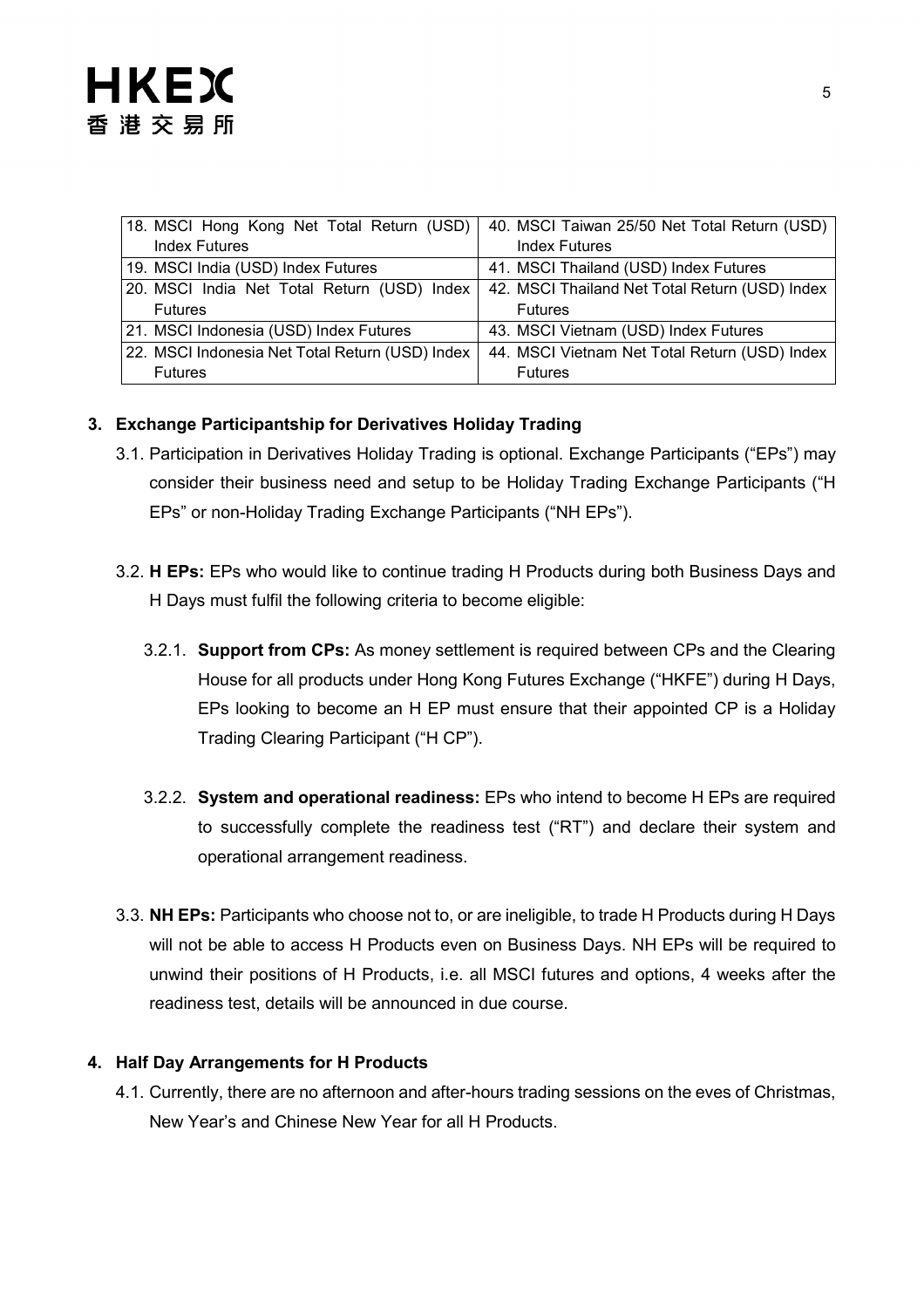| | |
|---|---|
| 18. MSCI Hong Kong Net Total Return (USD) Index Futures | 40. MSCI Taiwan 25/50 Net Total Return (USD) Index Futures |
| 19. MSCI India (USD) Index Futures | 41. MSCI Thailand (USD) Index Futures |
| 20. MSCI India Net Total Return (USD) Index Futures | 42. MSCI Thailand Net Total Return (USD) Index Futures |
| 21. MSCI Indonesia (USD) Index Futures | 43. MSCI Vietnam (USD) Index Futures |
| 22. MSCI Indonesia Net Total Return (USD) Index Futures | 44. MSCI Vietnam Net Total Return (USD) Index Futures |

## 3. Exchange Participantship for Derivatives Holiday Trading

3.1. Participation in Derivatives Holiday Trading is optional. Exchange Participants ("EPs") may consider their business need and setup to be Holiday Trading Exchange Participants ("H EPs" or non-Holiday Trading Exchange Participants ("NH EPs").

3.2. **H EPs:** EPs who would like to continue trading H Products during both Business Days and H Days must fulfil the following criteria to become eligible:

3.2.1. **Support from CPs:** As money settlement is required between CPs and the Clearing House for all products under Hong Kong Futures Exchange ("HKFE") during H Days, EPs looking to become an H EP must ensure that their appointed CP is a Holiday Trading Clearing Participant ("H CP").

3.2.2. **System and operational readiness:** EPs who intend to become H EPs are required to successfully complete the readiness test ("RT") and declare their system and operational arrangement readiness.

3.3. **NH EPs:** Participants who choose not to, or are ineligible, to trade H Products during H Days will not be able to access H Products even on Business Days. NH EPs will be required to unwind their positions of H Products, i.e. all MSCI futures and options, 4 weeks after the readiness test, details will be announced in due course.

## 4. Half Day Arrangements for H Products

4.1. Currently, there are no afternoon and after-hours trading sessions on the eves of Christmas, New Year's and Chinese New Year for all H Products.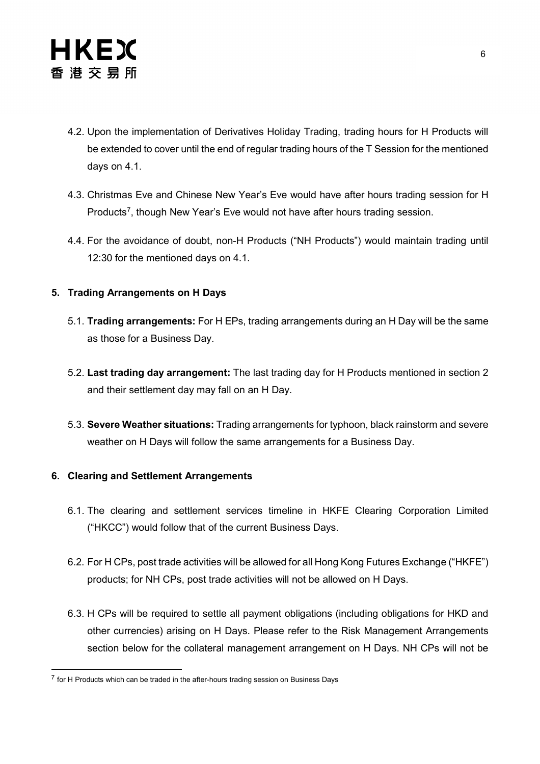4.2. Upon the implementation of Derivatives Holiday Trading, trading hours for H Products will be extended to cover until the end of regular trading hours of the T Session for the mentioned days on 4.1.

4.3. Christmas Eve and Chinese New Year's Eve would have after hours trading session for H Products[7], though New Year's Eve would not have after hours trading session.

4.4. For the avoidance of doubt, non-H Products ("NH Products") would maintain trading until 12:30 for the mentioned days on 4.1.

## 5. Trading Arrangements on H Days

5.1. **Trading arrangements:** For H EPs, trading arrangements during an H Day will be the same as those for a Business Day.

5.2. **Last trading day arrangement:** The last trading day for H Products mentioned in section 2 and their settlement day may fall on an H Day.

5.3. **Severe Weather situations:** Trading arrangements for typhoon, black rainstorm and severe weather on H Days will follow the same arrangements for a Business Day.

## 6. Clearing and Settlement Arrangements

6.1. The clearing and settlement services timeline in HKFE Clearing Corporation Limited ("HKCC") would follow that of the current Business Days.

6.2. For H CPs, post trade activities will be allowed for all Hong Kong Futures Exchange ("HKFE") products; for NH CPs, post trade activities will not be allowed on H Days.

6.3. H CPs will be required to settle all payment obligations (including obligations for HKD and other currencies) arising on H Days. Please refer to the Risk Management Arrangements section below for the collateral management arrangement on H Days. NH CPs will not be

[7] for H Products which can be traded in the after-hours trading session on Business Days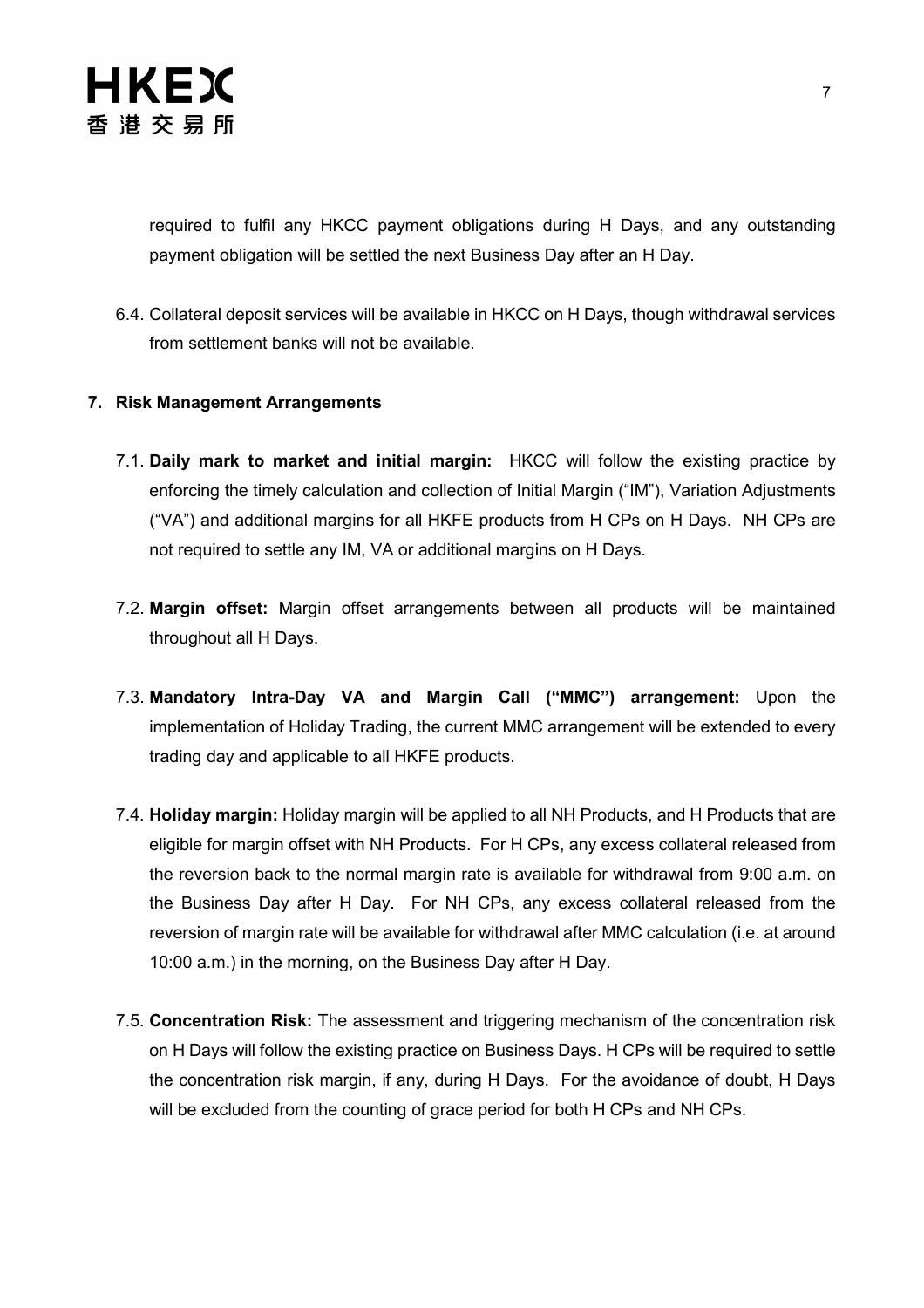required to fulfil any HKCC payment obligations during H Days, and any outstanding payment obligation will be settled the next Business Day after an H Day.

6.4. Collateral deposit services will be available in HKCC on H Days, though withdrawal services from settlement banks will not be available.

**7. Risk Management Arrangements**

7.1. **Daily mark to market and initial margin:** HKCC will follow the existing practice by enforcing the timely calculation and collection of Initial Margin ("IM"), Variation Adjustments ("VA") and additional margins for all HKFE products from H CPs on H Days. NH CPs are not required to settle any IM, VA or additional margins on H Days.

7.2. **Margin offset:** Margin offset arrangements between all products will be maintained throughout all H Days.

7.3. **Mandatory Intra-Day VA and Margin Call ("MMC") arrangement:** Upon the implementation of Holiday Trading, the current MMC arrangement will be extended to every trading day and applicable to all HKFE products.

7.4. **Holiday margin:** Holiday margin will be applied to all NH Products, and H Products that are eligible for margin offset with NH Products. For H CPs, any excess collateral released from the reversion back to the normal margin rate is available for withdrawal from 9:00 a.m. on the Business Day after H Day. For NH CPs, any excess collateral released from the reversion of margin rate will be available for withdrawal after MMC calculation (i.e. at around 10:00 a.m.) in the morning, on the Business Day after H Day.

7.5. **Concentration Risk:** The assessment and triggering mechanism of the concentration risk on H Days will follow the existing practice on Business Days. H CPs will be required to settle the concentration risk margin, if any, during H Days. For the avoidance of doubt, H Days will be excluded from the counting of grace period for both H CPs and NH CPs.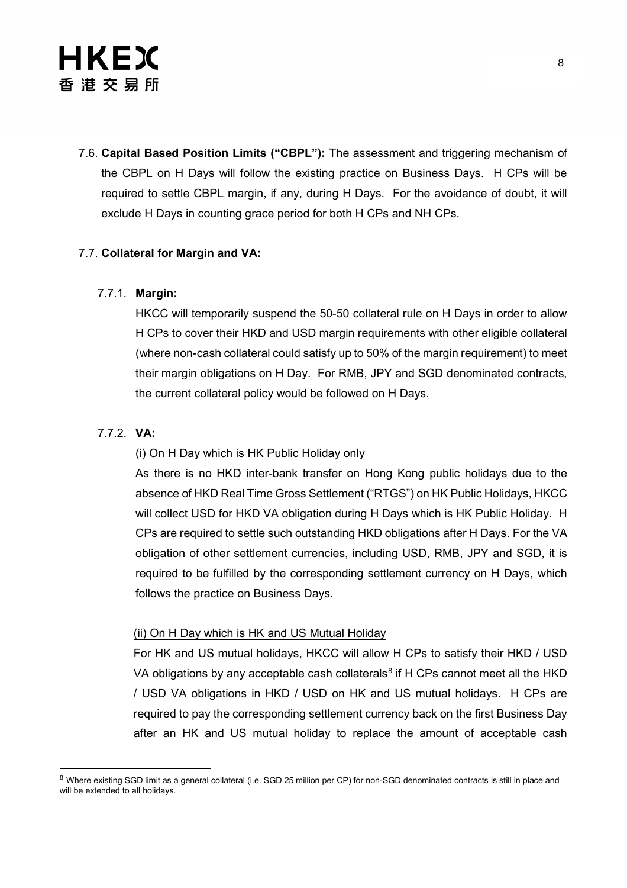7.6. **Capital Based Position Limits ("CBPL"):** The assessment and triggering mechanism of the CBPL on H Days will follow the existing practice on Business Days. H CPs will be required to settle CBPL margin, if any, during H Days. For the avoidance of doubt, it will exclude H Days in counting grace period for both H CPs and NH CPs.

7.7. **Collateral for Margin and VA:**

7.7.1. **Margin:**

HKCC will temporarily suspend the 50-50 collateral rule on H Days in order to allow H CPs to cover their HKD and USD margin requirements with other eligible collateral (where non-cash collateral could satisfy up to 50% of the margin requirement) to meet their margin obligations on H Day. For RMB, JPY and SGD denominated contracts, the current collateral policy would be followed on H Days.

7.7.2. **VA:**

(i) On H Day which is HK Public Holiday only

As there is no HKD inter-bank transfer on Hong Kong public holidays due to the absence of HKD Real Time Gross Settlement ("RTGS") on HK Public Holidays, HKCC will collect USD for HKD VA obligation during H Days which is HK Public Holiday. H CPs are required to settle such outstanding HKD obligations after H Days. For the VA obligation of other settlement currencies, including USD, RMB, JPY and SGD, it is required to be fulfilled by the corresponding settlement currency on H Days, which follows the practice on Business Days.

(ii) On H Day which is HK and US Mutual Holiday

For HK and US mutual holidays, HKCC will allow H CPs to satisfy their HKD / USD VA obligations by any acceptable cash collaterals[8] if H CPs cannot meet all the HKD / USD VA obligations in HKD / USD on HK and US mutual holidays. H CPs are required to pay the corresponding settlement currency back on the first Business Day after an HK and US mutual holiday to replace the amount of acceptable cash

[8] Where existing SGD limit as a general collateral (i.e. SGD 25 million per CP) for non-SGD denominated contracts is still in place and will be extended to all holidays.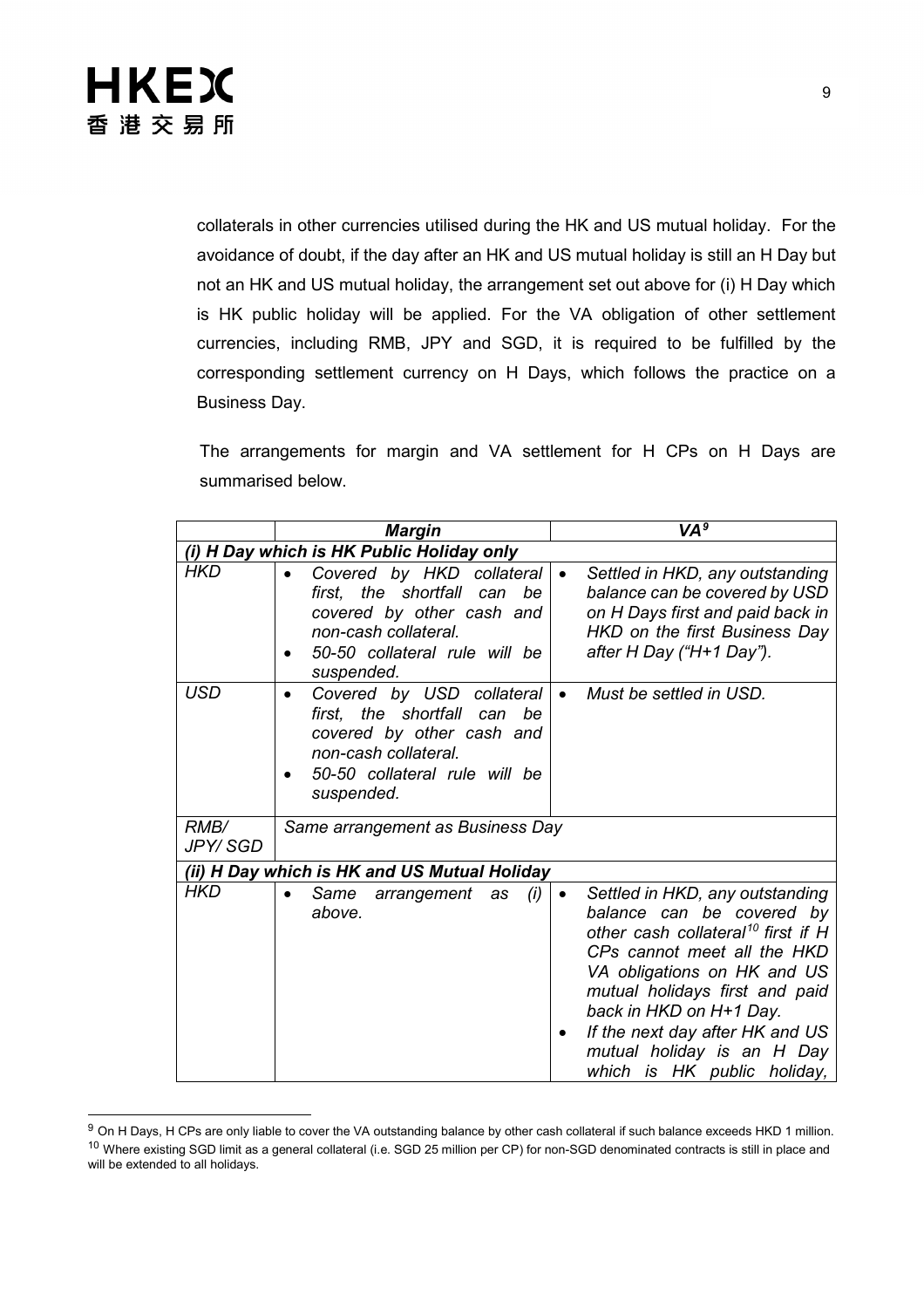collaterals in other currencies utilised during the HK and US mutual holiday. For the avoidance of doubt, if the day after an HK and US mutual holiday is still an H Day but not an HK and US mutual holiday, the arrangement set out above for (i) H Day which is HK public holiday will be applied. For the VA obligation of other settlement currencies, including RMB, JPY and SGD, it is required to be fulfilled by the corresponding settlement currency on H Days, which follows the practice on a Business Day.

The arrangements for margin and VA settlement for H CPs on H Days are summarised below.

| | ***Margin*** | ***VA***[9] |
|---|---|---|
| ***(i) H Day which is HK Public Holiday only*** | | |
| *HKD* | • *Covered by HKD collateral first, the shortfall can be covered by other cash and non-cash collateral.*<br>• *50-50 collateral rule will be suspended.* | • *Settled in HKD, any outstanding balance can be covered by USD on H Days first and paid back in HKD on the first Business Day after H Day ("H+1 Day").* |
| *USD* | • *Covered by USD collateral first, the shortfall can be covered by other cash and non-cash collateral.*<br>• *50-50 collateral rule will be suspended.* | • *Must be settled in USD.* |
| *RMB/ JPY/ SGD* | *Same arrangement as Business Day* | |
| ***(ii) H Day which is HK and US Mutual Holiday*** | | |
| *HKD* | • *Same arrangement as (i) above.* | • *Settled in HKD, any outstanding balance can be covered by other cash collateral*[10] *first if H CPs cannot meet all the HKD VA obligations on HK and US mutual holidays first and paid back in HKD on H+1 Day.*<br>• *If the next day after HK and US mutual holiday is an H Day which is HK public holiday,* |

[9] On H Days, H CPs are only liable to cover the VA outstanding balance by other cash collateral if such balance exceeds HKD 1 million.

[10] Where existing SGD limit as a general collateral (i.e. SGD 25 million per CP) for non-SGD denominated contracts is still in place and will be extended to all holidays.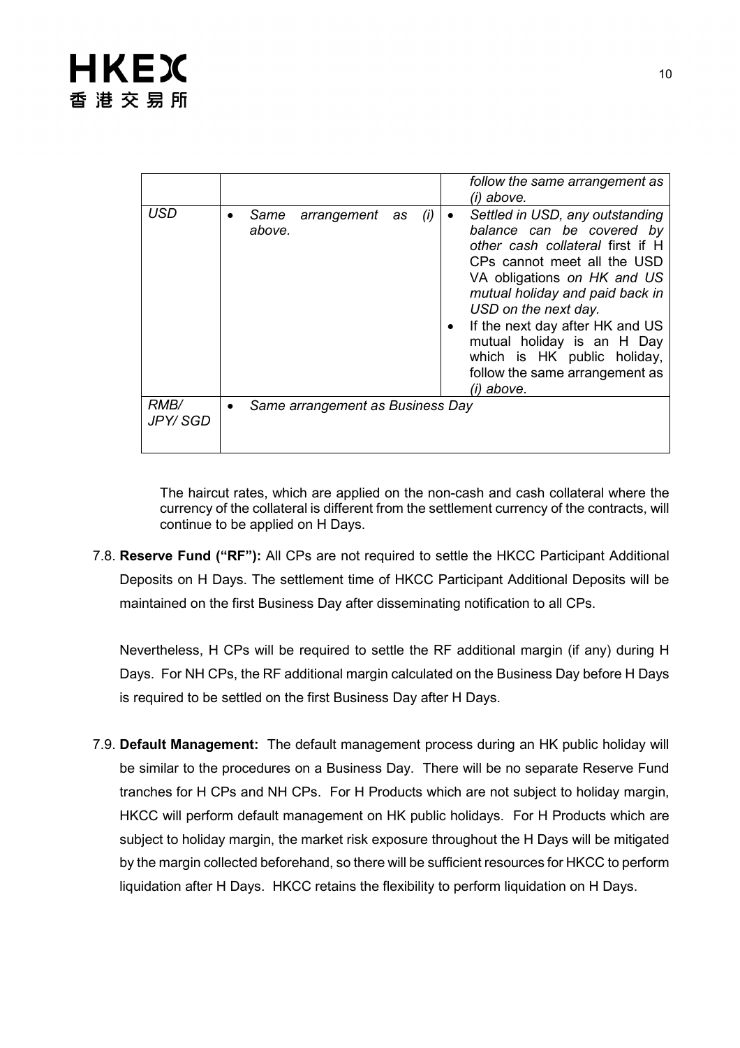| | | |
|---|---|---|
| | | *follow the same arrangement as (i) above.* |
| *USD* | • *Same arrangement as (i) above.* | • *Settled in USD, any outstanding balance can be covered by other cash collateral* first if H CPs cannot meet all the USD VA obligations *on HK and US mutual holiday and paid back in USD on the next day.*<br>• If the next day after HK and US mutual holiday is an H Day which is HK public holiday, follow the same arrangement as *(i) above*. |
| *RMB/ JPY/ SGD* | • *Same arrangement as Business Day* | |

The haircut rates, which are applied on the non-cash and cash collateral where the currency of the collateral is different from the settlement currency of the contracts, will continue to be applied on H Days.

7.8. **Reserve Fund ("RF"):** All CPs are not required to settle the HKCC Participant Additional Deposits on H Days. The settlement time of HKCC Participant Additional Deposits will be maintained on the first Business Day after disseminating notification to all CPs.

Nevertheless, H CPs will be required to settle the RF additional margin (if any) during H Days. For NH CPs, the RF additional margin calculated on the Business Day before H Days is required to be settled on the first Business Day after H Days.

7.9. **Default Management:** The default management process during an HK public holiday will be similar to the procedures on a Business Day. There will be no separate Reserve Fund tranches for H CPs and NH CPs. For H Products which are not subject to holiday margin, HKCC will perform default management on HK public holidays. For H Products which are subject to holiday margin, the market risk exposure throughout the H Days will be mitigated by the margin collected beforehand, so there will be sufficient resources for HKCC to perform liquidation after H Days. HKCC retains the flexibility to perform liquidation on H Days.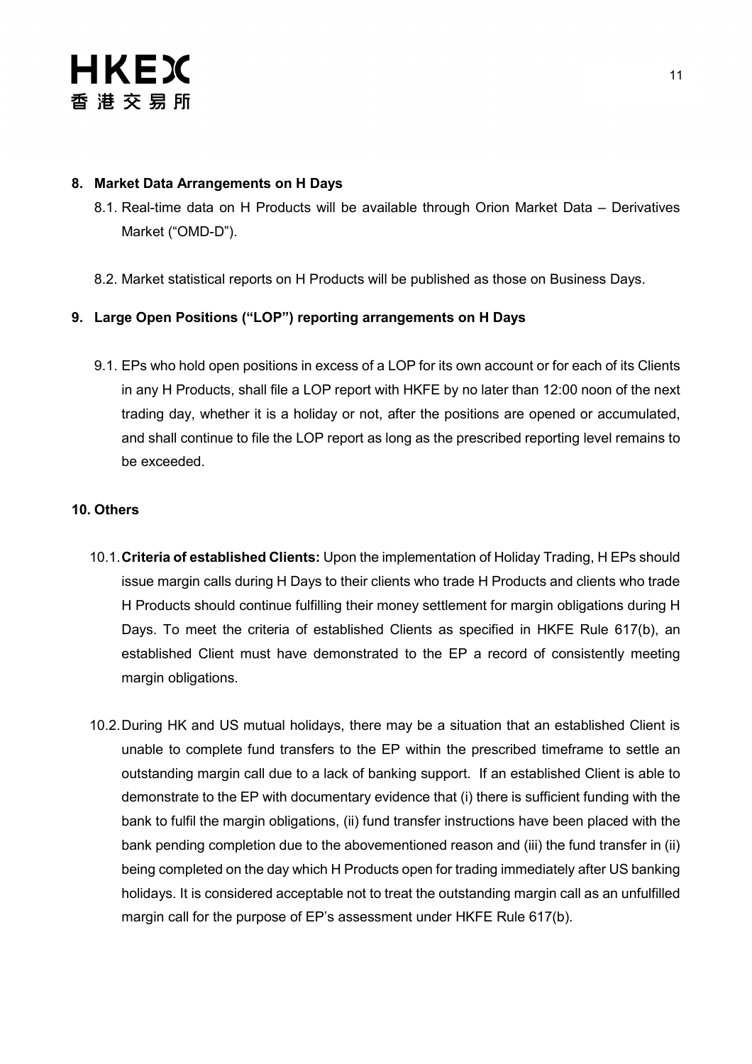## 8. Market Data Arrangements on H Days

8.1. Real-time data on H Products will be available through Orion Market Data – Derivatives Market ("OMD-D").

8.2. Market statistical reports on H Products will be published as those on Business Days.

## 9. Large Open Positions ("LOP") reporting arrangements on H Days

9.1. EPs who hold open positions in excess of a LOP for its own account or for each of its Clients in any H Products, shall file a LOP report with HKFE by no later than 12:00 noon of the next trading day, whether it is a holiday or not, after the positions are opened or accumulated, and shall continue to file the LOP report as long as the prescribed reporting level remains to be exceeded.

## 10. Others

10.1. **Criteria of established Clients:** Upon the implementation of Holiday Trading, H EPs should issue margin calls during H Days to their clients who trade H Products and clients who trade H Products should continue fulfilling their money settlement for margin obligations during H Days. To meet the criteria of established Clients as specified in HKFE Rule 617(b), an established Client must have demonstrated to the EP a record of consistently meeting margin obligations.

10.2. During HK and US mutual holidays, there may be a situation that an established Client is unable to complete fund transfers to the EP within the prescribed timeframe to settle an outstanding margin call due to a lack of banking support. If an established Client is able to demonstrate to the EP with documentary evidence that (i) there is sufficient funding with the bank to fulfil the margin obligations, (ii) fund transfer instructions have been placed with the bank pending completion due to the abovementioned reason and (iii) the fund transfer in (ii) being completed on the day which H Products open for trading immediately after US banking holidays. It is considered acceptable not to treat the outstanding margin call as an unfulfilled margin call for the purpose of EP's assessment under HKFE Rule 617(b).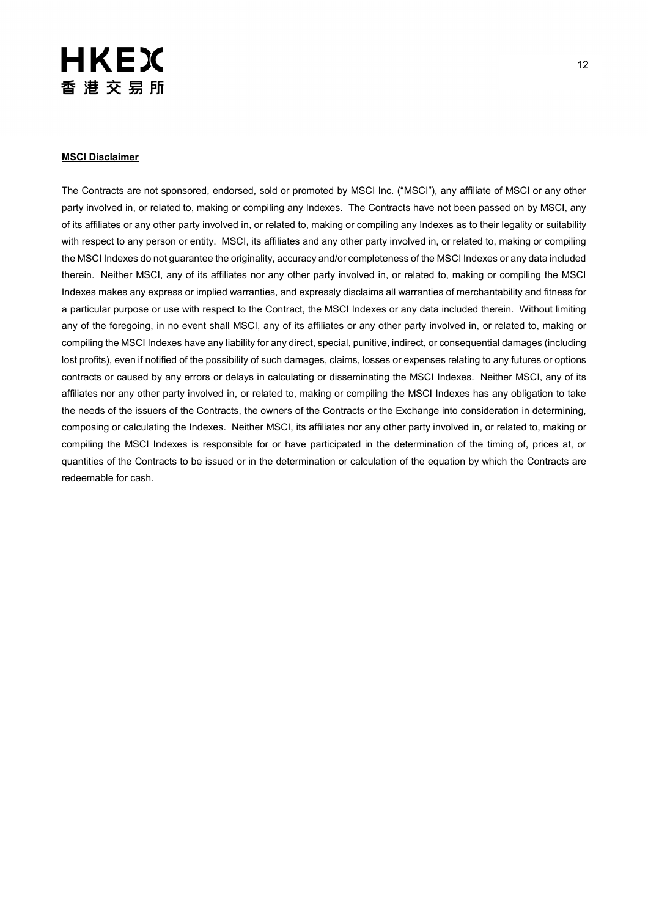**MSCI Disclaimer**

The Contracts are not sponsored, endorsed, sold or promoted by MSCI Inc. ("MSCI"), any affiliate of MSCI or any other party involved in, or related to, making or compiling any Indexes. The Contracts have not been passed on by MSCI, any of its affiliates or any other party involved in, or related to, making or compiling any Indexes as to their legality or suitability with respect to any person or entity. MSCI, its affiliates and any other party involved in, or related to, making or compiling the MSCI Indexes do not guarantee the originality, accuracy and/or completeness of the MSCI Indexes or any data included therein. Neither MSCI, any of its affiliates nor any other party involved in, or related to, making or compiling the MSCI Indexes makes any express or implied warranties, and expressly disclaims all warranties of merchantability and fitness for a particular purpose or use with respect to the Contract, the MSCI Indexes or any data included therein. Without limiting any of the foregoing, in no event shall MSCI, any of its affiliates or any other party involved in, or related to, making or compiling the MSCI Indexes have any liability for any direct, special, punitive, indirect, or consequential damages (including lost profits), even if notified of the possibility of such damages, claims, losses or expenses relating to any futures or options contracts or caused by any errors or delays in calculating or disseminating the MSCI Indexes. Neither MSCI, any of its affiliates nor any other party involved in, or related to, making or compiling the MSCI Indexes has any obligation to take the needs of the issuers of the Contracts, the owners of the Contracts or the Exchange into consideration in determining, composing or calculating the Indexes. Neither MSCI, its affiliates nor any other party involved in, or related to, making or compiling the MSCI Indexes is responsible for or have participated in the determination of the timing of, prices at, or quantities of the Contracts to be issued or in the determination or calculation of the equation by which the Contracts are redeemable for cash.